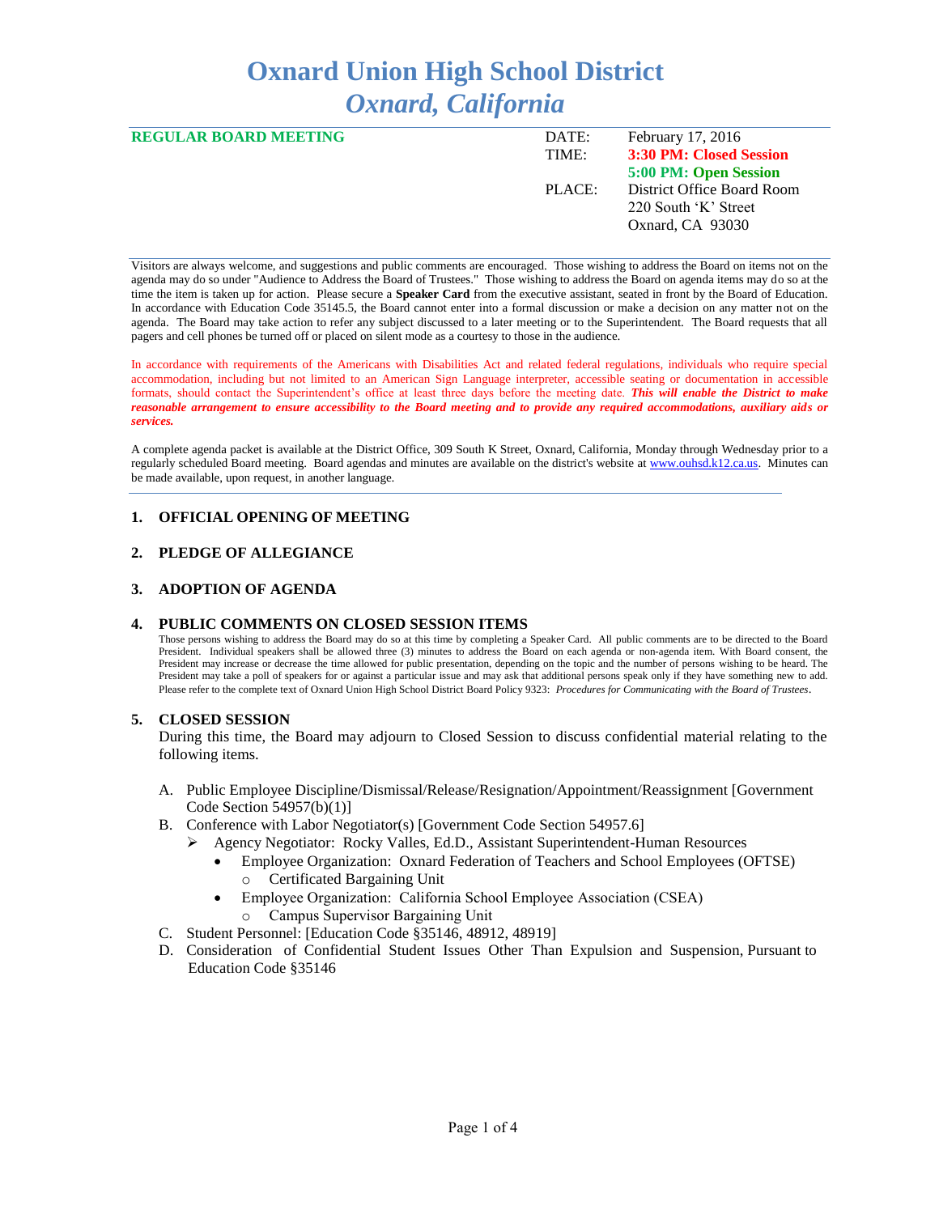# Oxnard Union High School District
## *Oxnard, California*

| **REGULAR BOARD MEETING** | DATE: | February 17, 2016 |
|---|---|---|
| | TIME: | **3:30 PM: Closed Session** |
| | | **5:00 PM: Open Session** |
| | PLACE: | District Office Board Room |
| | | 220 South 'K' Street |
| | | Oxnard, CA 93030 |

Visitors are always welcome, and suggestions and public comments are encouraged. Those wishing to address the Board on items not on the agenda may do so under "Audience to Address the Board of Trustees." Those wishing to address the Board on agenda items may do so at the time the item is taken up for action. Please secure a **Speaker Card** from the executive assistant, seated in front by the Board of Education. In accordance with Education Code 35145.5, the Board cannot enter into a formal discussion or make a decision on any matter not on the agenda. The Board may take action to refer any subject discussed to a later meeting or to the Superintendent. The Board requests that all pagers and cell phones be turned off or placed on silent mode as a courtesy to those in the audience.

In accordance with requirements of the Americans with Disabilities Act and related federal regulations, individuals who require special accommodation, including but not limited to an American Sign Language interpreter, accessible seating or documentation in accessible formats, should contact the Superintendent's office at least three days before the meeting date. ***This will enable the District to make reasonable arrangement to ensure accessibility to the Board meeting and to provide any required accommodations, auxiliary aids or services.***

A complete agenda packet is available at the District Office, 309 South K Street, Oxnard, California, Monday through Wednesday prior to a regularly scheduled Board meeting. Board agendas and minutes are available on the district's website at www.ouhsd.k12.ca.us. Minutes can be made available, upon request, in another language.

## 1. OFFICIAL OPENING OF MEETING

## 2. PLEDGE OF ALLEGIANCE

## 3. ADOPTION OF AGENDA

## 4. PUBLIC COMMENTS ON CLOSED SESSION ITEMS

Those persons wishing to address the Board may do so at this time by completing a Speaker Card. All public comments are to be directed to the Board President. Individual speakers shall be allowed three (3) minutes to address the Board on each agenda or non-agenda item. With Board consent, the President may increase or decrease the time allowed for public presentation, depending on the topic and the number of persons wishing to be heard. The President may take a poll of speakers for or against a particular issue and may ask that additional persons speak only if they have something new to add. Please refer to the complete text of Oxnard Union High School District Board Policy 9323: *Procedures for Communicating with the Board of Trustees*.

## 5. CLOSED SESSION

During this time, the Board may adjourn to Closed Session to discuss confidential material relating to the following items.

A. Public Employee Discipline/Dismissal/Release/Resignation/Appointment/Reassignment [Government Code Section 54957(b)(1)]

B. Conference with Labor Negotiator(s) [Government Code Section 54957.6]
   - Agency Negotiator: Rocky Valles, Ed.D., Assistant Superintendent-Human Resources
     - Employee Organization: Oxnard Federation of Teachers and School Employees (OFTSE)
       - Certificated Bargaining Unit
     - Employee Organization: California School Employee Association (CSEA)
       - Campus Supervisor Bargaining Unit

C. Student Personnel: [Education Code §35146, 48912, 48919]

D. Consideration of Confidential Student Issues Other Than Expulsion and Suspension, Pursuant to Education Code §35146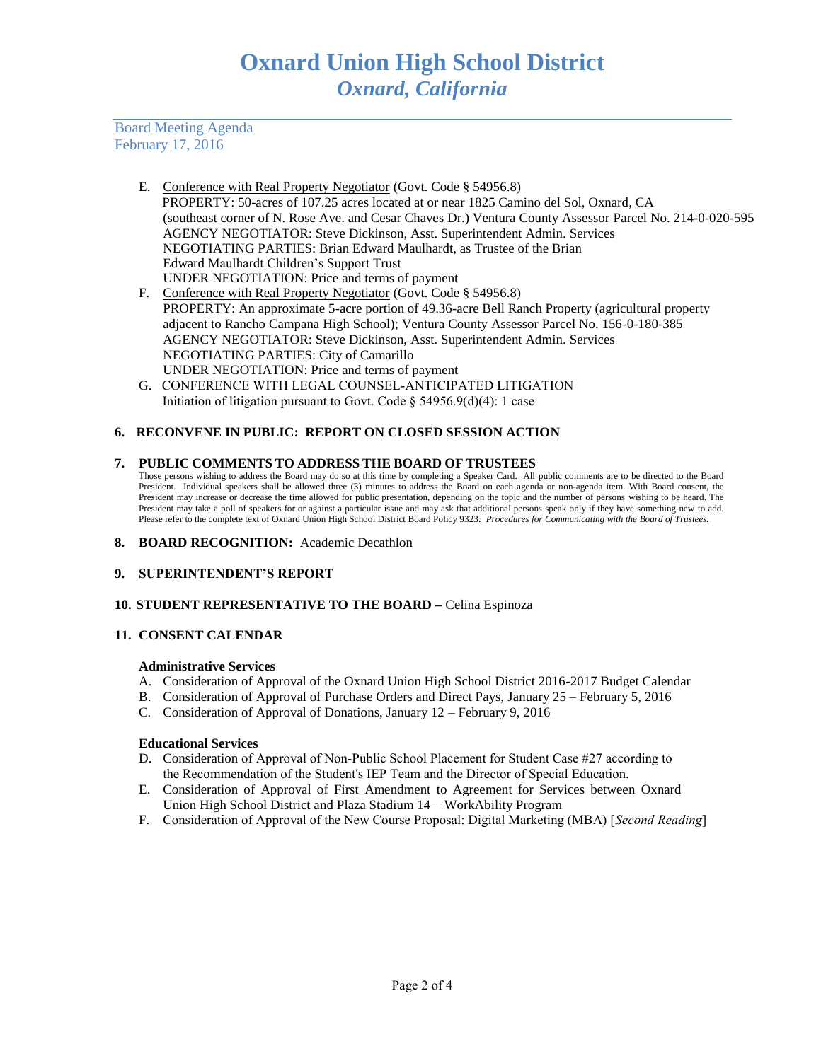Board Meeting Agenda
February 17, 2016

E. Conference with Real Property Negotiator (Govt. Code § 54956.8)
PROPERTY: 50-acres of 107.25 acres located at or near 1825 Camino del Sol, Oxnard, CA (southeast corner of N. Rose Ave. and Cesar Chaves Dr.) Ventura County Assessor Parcel No. 214-0-020-595
AGENCY NEGOTIATOR: Steve Dickinson, Asst. Superintendent Admin. Services
NEGOTIATING PARTIES: Brian Edward Maulhardt, as Trustee of the Brian Edward Maulhardt Children's Support Trust
UNDER NEGOTIATION: Price and terms of payment

F. Conference with Real Property Negotiator (Govt. Code § 54956.8)
PROPERTY: An approximate 5-acre portion of 49.36-acre Bell Ranch Property (agricultural property adjacent to Rancho Campana High School); Ventura County Assessor Parcel No. 156-0-180-385
AGENCY NEGOTIATOR: Steve Dickinson, Asst. Superintendent Admin. Services
NEGOTIATING PARTIES: City of Camarillo
UNDER NEGOTIATION: Price and terms of payment

G. CONFERENCE WITH LEGAL COUNSEL-ANTICIPATED LITIGATION
Initiation of litigation pursuant to Govt. Code § 54956.9(d)(4): 1 case

**6. RECONVENE IN PUBLIC: REPORT ON CLOSED SESSION ACTION**

**7. PUBLIC COMMENTS TO ADDRESS THE BOARD OF TRUSTEES**

Those persons wishing to address the Board may do so at this time by completing a Speaker Card. All public comments are to be directed to the Board President. Individual speakers shall be allowed three (3) minutes to address the Board on each agenda or non-agenda item. With Board consent, the President may increase or decrease the time allowed for public presentation, depending on the topic and the number of persons wishing to be heard. The President may take a poll of speakers for or against a particular issue and may ask that additional persons speak only if they have something new to add. Please refer to the complete text of Oxnard Union High School District Board Policy 9323: *Procedures for Communicating with the Board of Trustees.*

**8. BOARD RECOGNITION:** Academic Decathlon

**9. SUPERINTENDENT'S REPORT**

**10. STUDENT REPRESENTATIVE TO THE BOARD –** Celina Espinoza

**11. CONSENT CALENDAR**

**Administrative Services**

A. Consideration of Approval of the Oxnard Union High School District 2016-2017 Budget Calendar
B. Consideration of Approval of Purchase Orders and Direct Pays, January 25 – February 5, 2016
C. Consideration of Approval of Donations, January 12 – February 9, 2016

**Educational Services**

D. Consideration of Approval of Non-Public School Placement for Student Case #27 according to the Recommendation of the Student's IEP Team and the Director of Special Education.
E. Consideration of Approval of First Amendment to Agreement for Services between Oxnard Union High School District and Plaza Stadium 14 – WorkAbility Program
F. Consideration of Approval of the New Course Proposal: Digital Marketing (MBA) [*Second Reading*]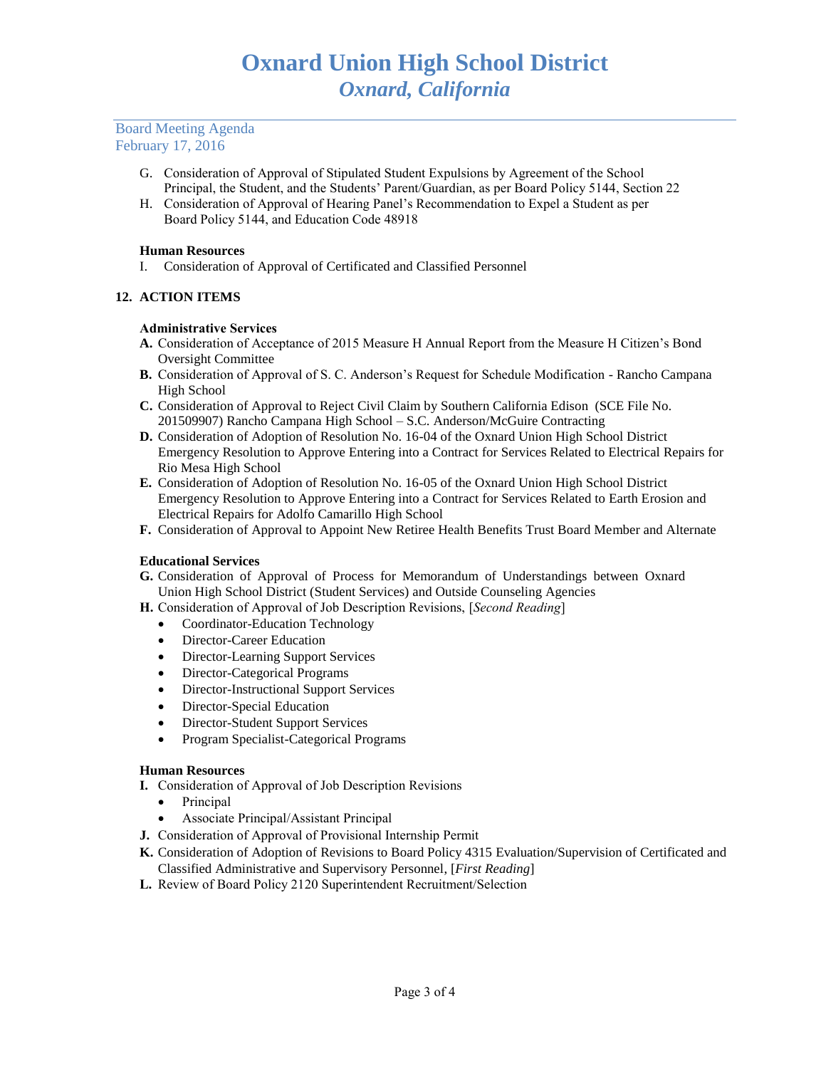G. Consideration of Approval of Stipulated Student Expulsions by Agreement of the School Principal, the Student, and the Students' Parent/Guardian, as per Board Policy 5144, Section 22

H. Consideration of Approval of Hearing Panel's Recommendation to Expel a Student as per Board Policy 5144, and Education Code 48918

**Human Resources**

I. Consideration of Approval of Certificated and Classified Personnel

## 12. ACTION ITEMS

**Administrative Services**

**A.** Consideration of Acceptance of 2015 Measure H Annual Report from the Measure H Citizen's Bond Oversight Committee

**B.** Consideration of Approval of S. C. Anderson's Request for Schedule Modification - Rancho Campana High School

**C.** Consideration of Approval to Reject Civil Claim by Southern California Edison (SCE File No. 201509907) Rancho Campana High School – S.C. Anderson/McGuire Contracting

**D.** Consideration of Adoption of Resolution No. 16-04 of the Oxnard Union High School District Emergency Resolution to Approve Entering into a Contract for Services Related to Electrical Repairs for Rio Mesa High School

**E.** Consideration of Adoption of Resolution No. 16-05 of the Oxnard Union High School District Emergency Resolution to Approve Entering into a Contract for Services Related to Earth Erosion and Electrical Repairs for Adolfo Camarillo High School

**F.** Consideration of Approval to Appoint New Retiree Health Benefits Trust Board Member and Alternate

**Educational Services**

**G.** Consideration of Approval of Process for Memorandum of Understandings between Oxnard Union High School District (Student Services) and Outside Counseling Agencies

**H.** Consideration of Approval of Job Description Revisions, [*Second Reading*]

- Coordinator-Education Technology
- Director-Career Education
- Director-Learning Support Services
- Director-Categorical Programs
- Director-Instructional Support Services
- Director-Special Education
- Director-Student Support Services
- Program Specialist-Categorical Programs

**Human Resources**

**I.** Consideration of Approval of Job Description Revisions

- Principal
- Associate Principal/Assistant Principal

**J.** Consideration of Approval of Provisional Internship Permit

**K.** Consideration of Adoption of Revisions to Board Policy 4315 Evaluation/Supervision of Certificated and Classified Administrative and Supervisory Personnel, [*First Reading*]

**L.** Review of Board Policy 2120 Superintendent Recruitment/Selection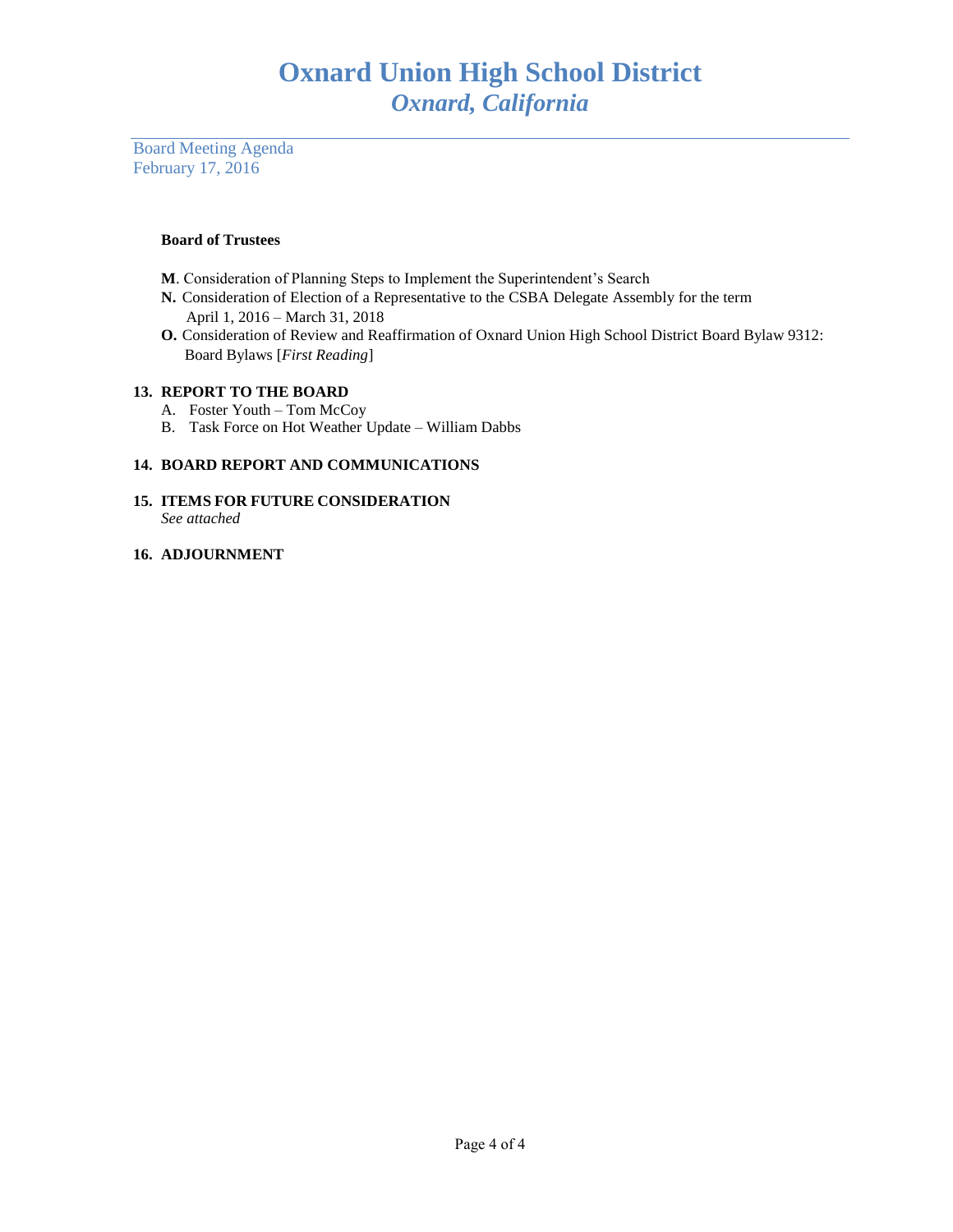**Board of Trustees**

**M**. Consideration of Planning Steps to Implement the Superintendent's Search

**N.** Consideration of Election of a Representative to the CSBA Delegate Assembly for the term April 1, 2016 – March 31, 2018

**O.** Consideration of Review and Reaffirmation of Oxnard Union High School District Board Bylaw 9312: Board Bylaws [*First Reading*]

**13. REPORT TO THE BOARD**

A. Foster Youth – Tom McCoy
B. Task Force on Hot Weather Update – William Dabbs

**14. BOARD REPORT AND COMMUNICATIONS**

**15. ITEMS FOR FUTURE CONSIDERATION**

*See attached*

**16. ADJOURNMENT**